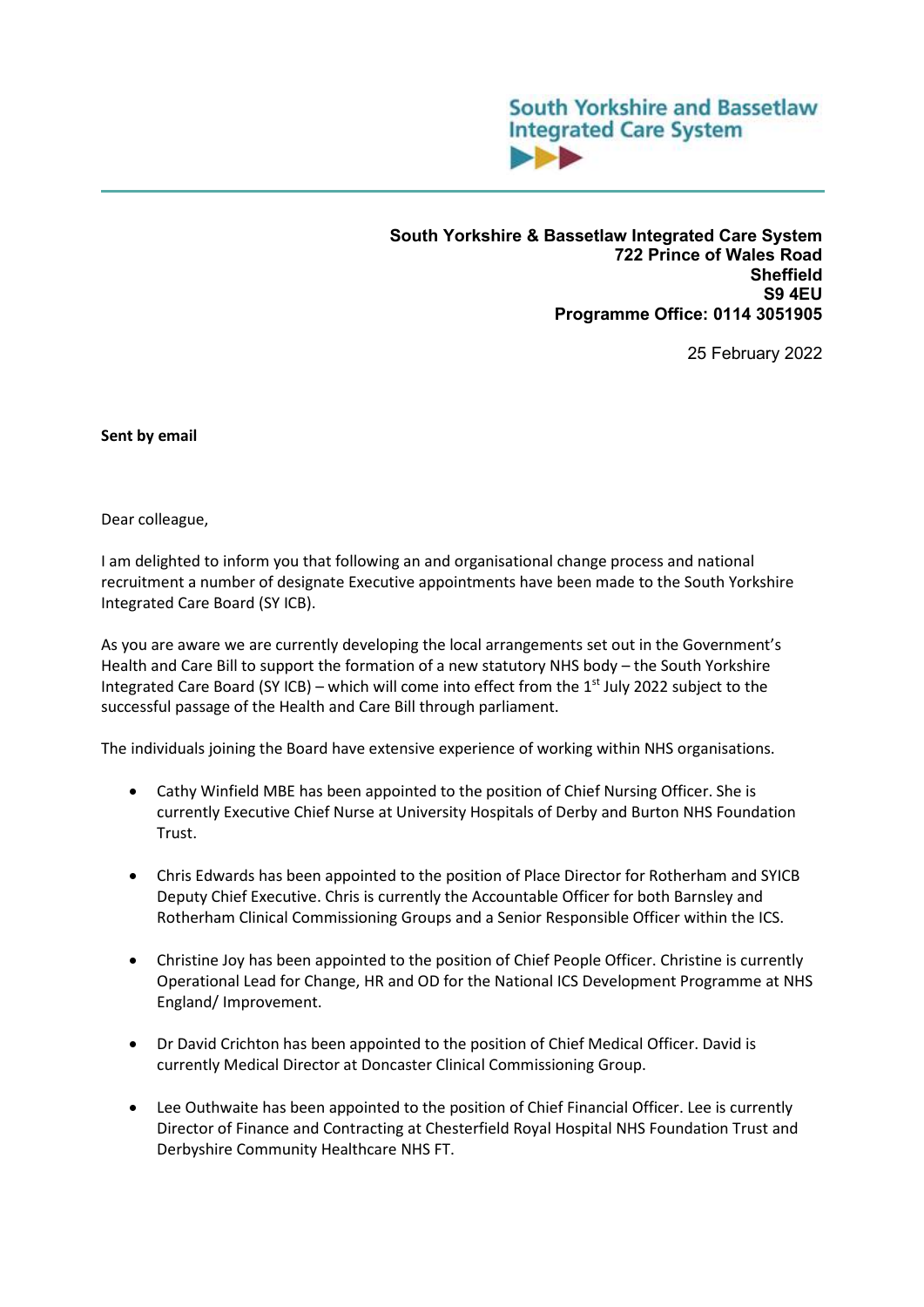South Yorkshire and Bassetlaw
Integrated Care System

**South Yorkshire & Bassetlaw Integrated Care System**
**722 Prince of Wales Road**
**Sheffield**
**S9 4EU**
**Programme Office: 0114 3051905**

25 February 2022

**Sent by email**

Dear colleague,

I am delighted to inform you that following an and organisational change process and national recruitment a number of designate Executive appointments have been made to the South Yorkshire Integrated Care Board (SY ICB).

As you are aware we are currently developing the local arrangements set out in the Government's Health and Care Bill to support the formation of a new statutory NHS body – the South Yorkshire Integrated Care Board (SY ICB) – which will come into effect from the 1st July 2022 subject to the successful passage of the Health and Care Bill through parliament.

The individuals joining the Board have extensive experience of working within NHS organisations.

- Cathy Winfield MBE has been appointed to the position of Chief Nursing Officer. She is currently Executive Chief Nurse at University Hospitals of Derby and Burton NHS Foundation Trust.

- Chris Edwards has been appointed to the position of Place Director for Rotherham and SYICB Deputy Chief Executive. Chris is currently the Accountable Officer for both Barnsley and Rotherham Clinical Commissioning Groups and a Senior Responsible Officer within the ICS.

- Christine Joy has been appointed to the position of Chief People Officer. Christine is currently Operational Lead for Change, HR and OD for the National ICS Development Programme at NHS England/ Improvement.

- Dr David Crichton has been appointed to the position of Chief Medical Officer. David is currently Medical Director at Doncaster Clinical Commissioning Group.

- Lee Outhwaite has been appointed to the position of Chief Financial Officer. Lee is currently Director of Finance and Contracting at Chesterfield Royal Hospital NHS Foundation Trust and Derbyshire Community Healthcare NHS FT.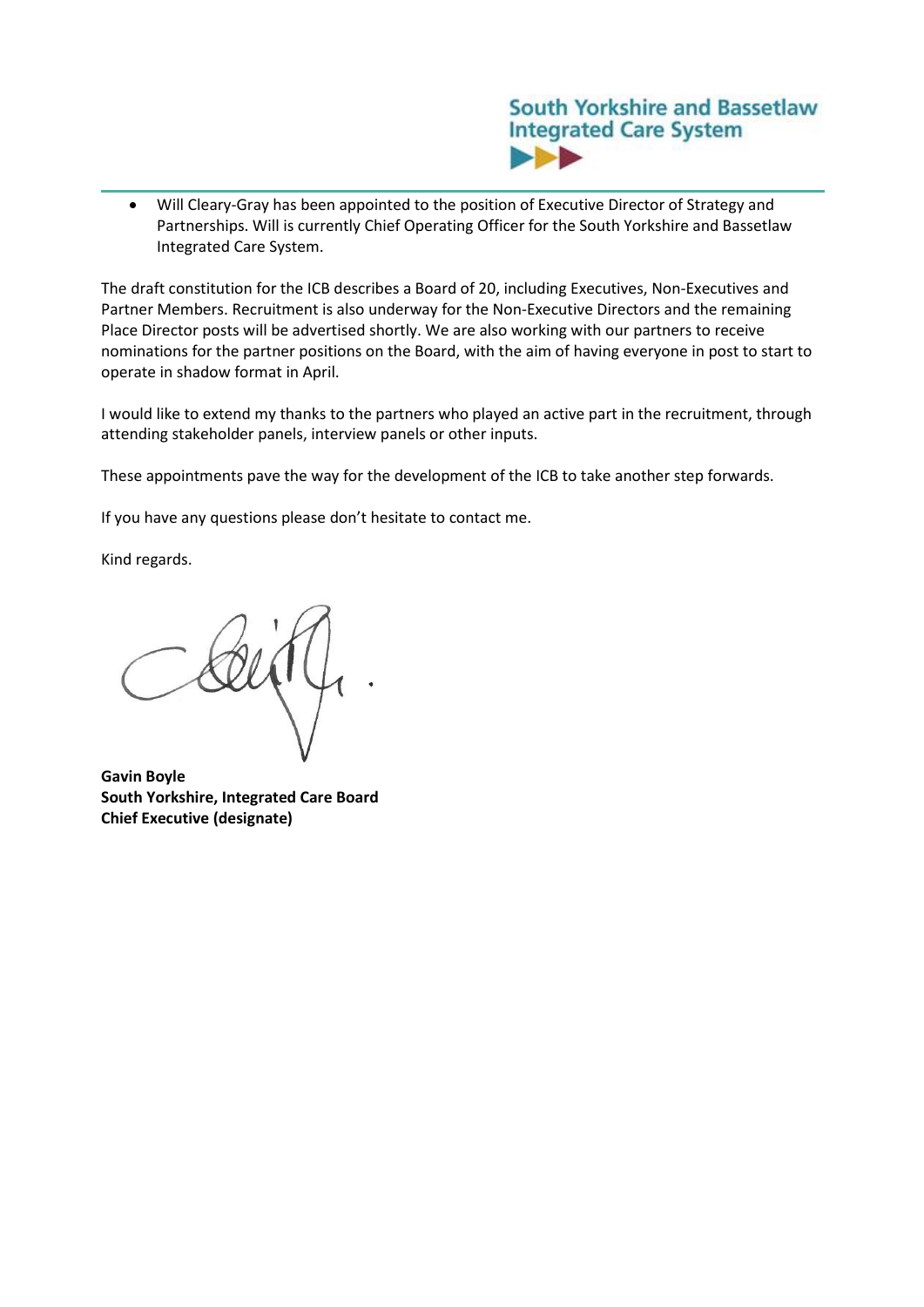- Will Cleary-Gray has been appointed to the position of Executive Director of Strategy and Partnerships. Will is currently Chief Operating Officer for the South Yorkshire and Bassetlaw Integrated Care System.

The draft constitution for the ICB describes a Board of 20, including Executives, Non-Executives and Partner Members. Recruitment is also underway for the Non-Executive Directors and the remaining Place Director posts will be advertised shortly. We are also working with our partners to receive nominations for the partner positions on the Board, with the aim of having everyone in post to start to operate in shadow format in April.

I would like to extend my thanks to the partners who played an active part in the recruitment, through attending stakeholder panels, interview panels or other inputs.

These appointments pave the way for the development of the ICB to take another step forwards.

If you have any questions please don't hesitate to contact me.

Kind regards.

**Gavin Boyle**
**South Yorkshire, Integrated Care Board**
**Chief Executive (designate)**